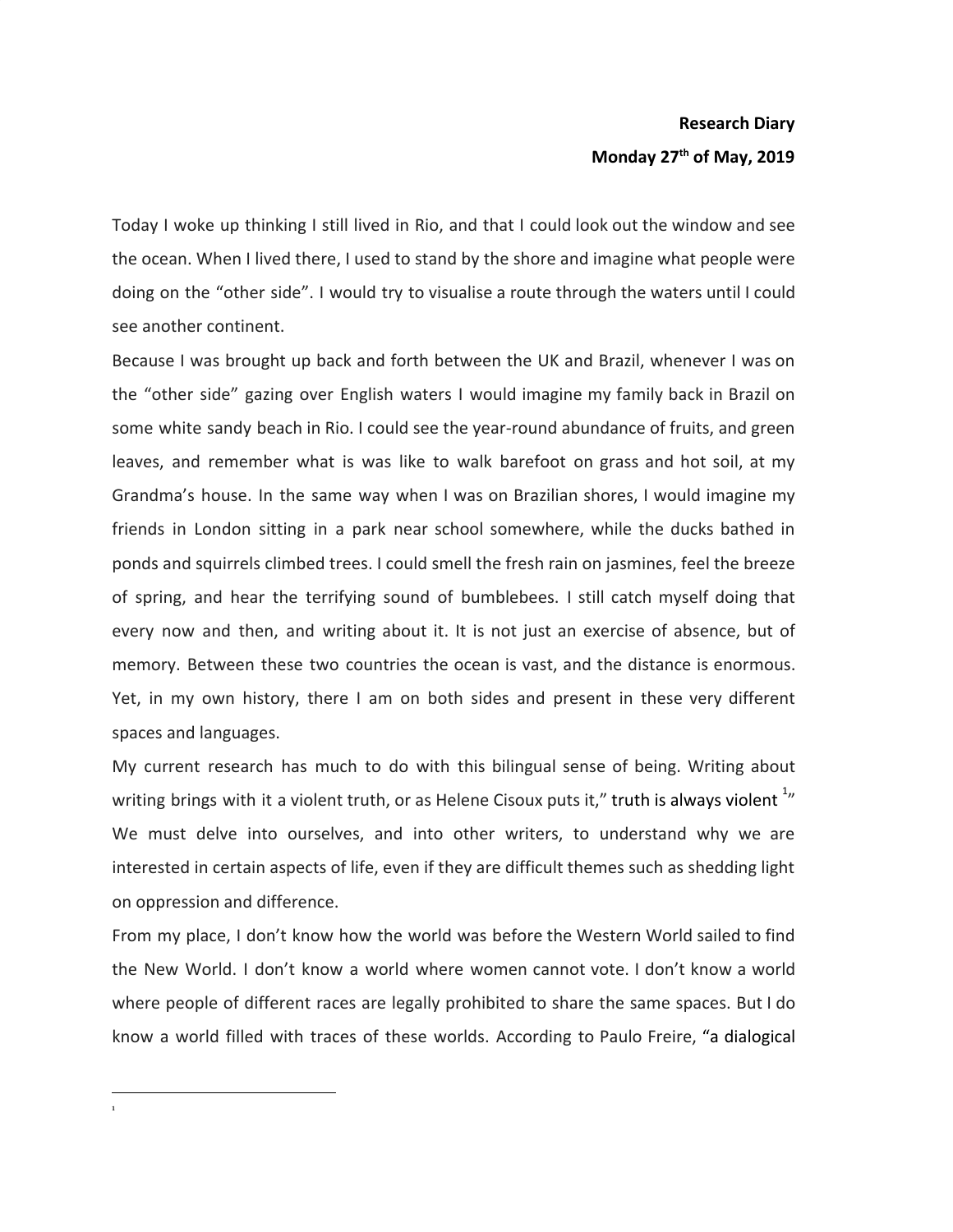**Research Diary**

**Monday 27th of May, 2019**

Today I woke up thinking I still lived in Rio, and that I could look out the window and see the ocean. When I lived there, I used to stand by the shore and imagine what people were doing on the "other side". I would try to visualise a route through the waters until I could see another continent.

Because I was brought up back and forth between the UK and Brazil, whenever I was on the "other side" gazing over English waters I would imagine my family back in Brazil on some white sandy beach in Rio. I could see the year-round abundance of fruits, and green leaves, and remember what is was like to walk barefoot on grass and hot soil, at my Grandma's house. In the same way when I was on Brazilian shores, I would imagine my friends in London sitting in a park near school somewhere, while the ducks bathed in ponds and squirrels climbed trees. I could smell the fresh rain on jasmines, feel the breeze of spring, and hear the terrifying sound of bumblebees. I still catch myself doing that every now and then, and writing about it. It is not just an exercise of absence, but of memory. Between these two countries the ocean is vast, and the distance is enormous. Yet, in my own history, there I am on both sides and present in these very different spaces and languages.

My current research has much to do with this bilingual sense of being. Writing about writing brings with it a violent truth, or as Helene Cisoux puts it," truth is always violent [1]" We must delve into ourselves, and into other writers, to understand why we are interested in certain aspects of life, even if they are difficult themes such as shedding light on oppression and difference.

From my place, I don't know how the world was before the Western World sailed to find the New World. I don't know a world where women cannot vote. I don't know a world where people of different races are legally prohibited to share the same spaces. But I do know a world filled with traces of these worlds. According to Paulo Freire, "a dialogical

---

[1]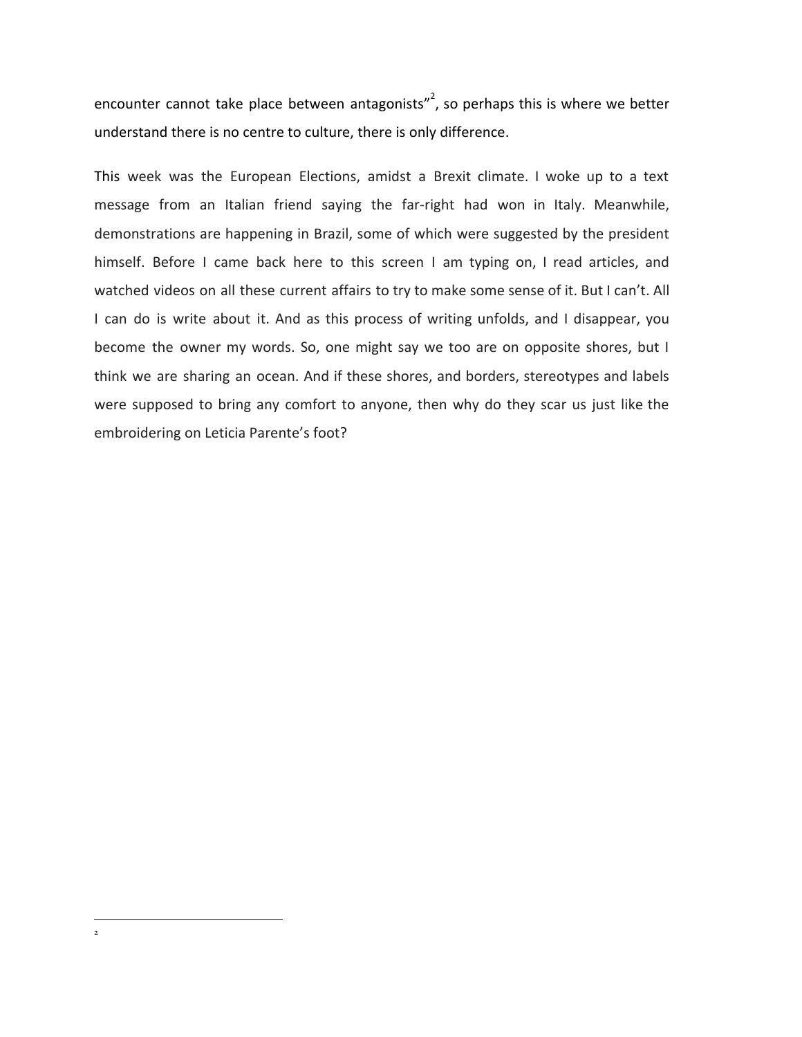encounter cannot take place between antagonists"[2], so perhaps this is where we better understand there is no centre to culture, there is only difference.

This week was the European Elections, amidst a Brexit climate. I woke up to a text message from an Italian friend saying the far-right had won in Italy. Meanwhile, demonstrations are happening in Brazil, some of which were suggested by the president himself. Before I came back here to this screen I am typing on, I read articles, and watched videos on all these current affairs to try to make some sense of it. But I can't. All I can do is write about it. And as this process of writing unfolds, and I disappear, you become the owner my words. So, one might say we too are on opposite shores, but I think we are sharing an ocean. And if these shores, and borders, stereotypes and labels were supposed to bring any comfort to anyone, then why do they scar us just like the embroidering on Leticia Parente's foot?

---

[2]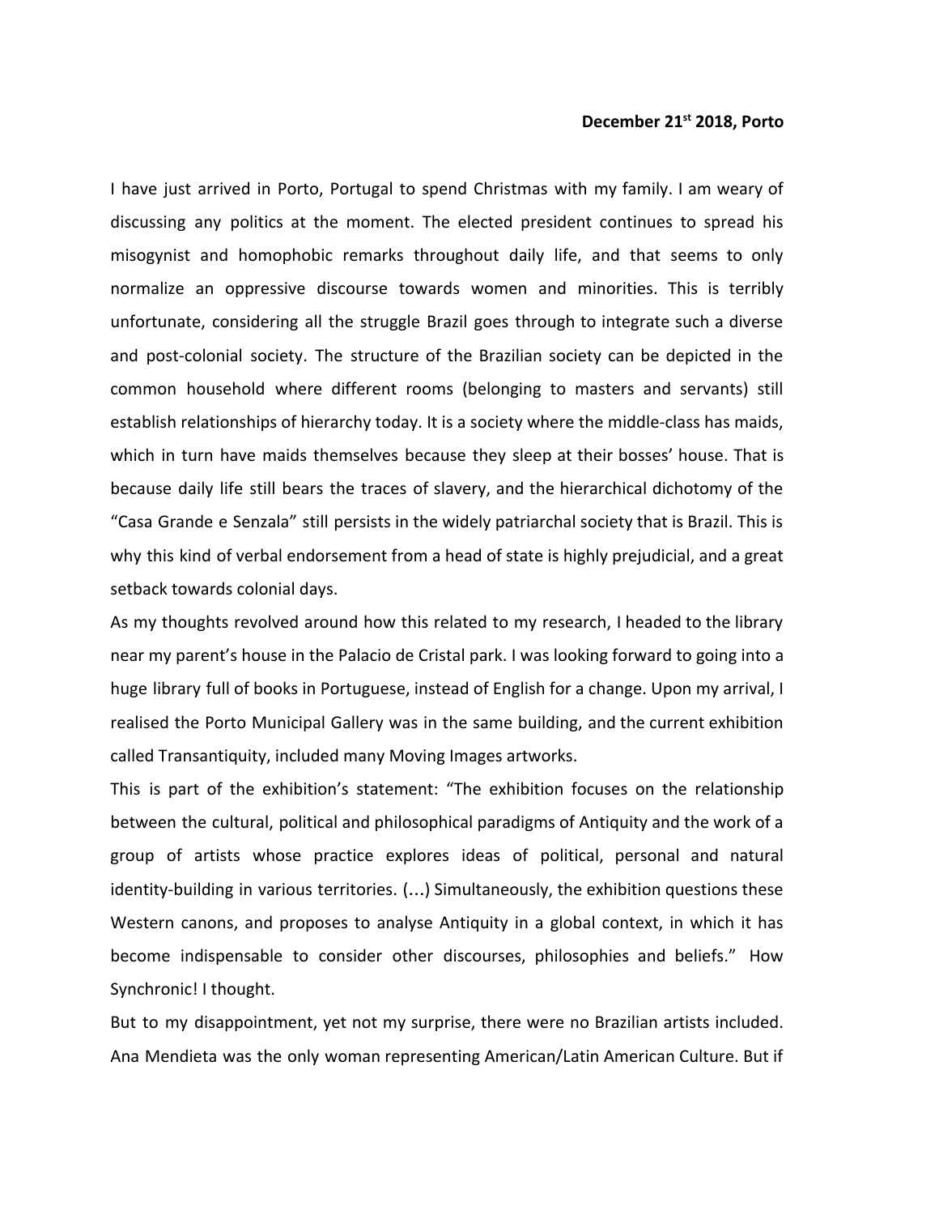**December 21$^{st}$ 2018, Porto**

I have just arrived in Porto, Portugal to spend Christmas with my family. I am weary of discussing any politics at the moment. The elected president continues to spread his misogynist and homophobic remarks throughout daily life, and that seems to only normalize an oppressive discourse towards women and minorities. This is terribly unfortunate, considering all the struggle Brazil goes through to integrate such a diverse and post-colonial society. The structure of the Brazilian society can be depicted in the common household where different rooms (belonging to masters and servants) still establish relationships of hierarchy today. It is a society where the middle-class has maids, which in turn have maids themselves because they sleep at their bosses' house. That is because daily life still bears the traces of slavery, and the hierarchical dichotomy of the "Casa Grande e Senzala" still persists in the widely patriarchal society that is Brazil. This is why this kind of verbal endorsement from a head of state is highly prejudicial, and a great setback towards colonial days.

As my thoughts revolved around how this related to my research, I headed to the library near my parent's house in the Palacio de Cristal park. I was looking forward to going into a huge library full of books in Portuguese, instead of English for a change. Upon my arrival, I realised the Porto Municipal Gallery was in the same building, and the current exhibition called Transantiquity, included many Moving Images artworks.

This is part of the exhibition's statement: "The exhibition focuses on the relationship between the cultural, political and philosophical paradigms of Antiquity and the work of a group of artists whose practice explores ideas of political, personal and natural identity-building in various territories. (…) Simultaneously, the exhibition questions these Western canons, and proposes to analyse Antiquity in a global context, in which it has become indispensable to consider other discourses, philosophies and beliefs." How Synchronic! I thought.

But to my disappointment, yet not my surprise, there were no Brazilian artists included. Ana Mendieta was the only woman representing American/Latin American Culture. But if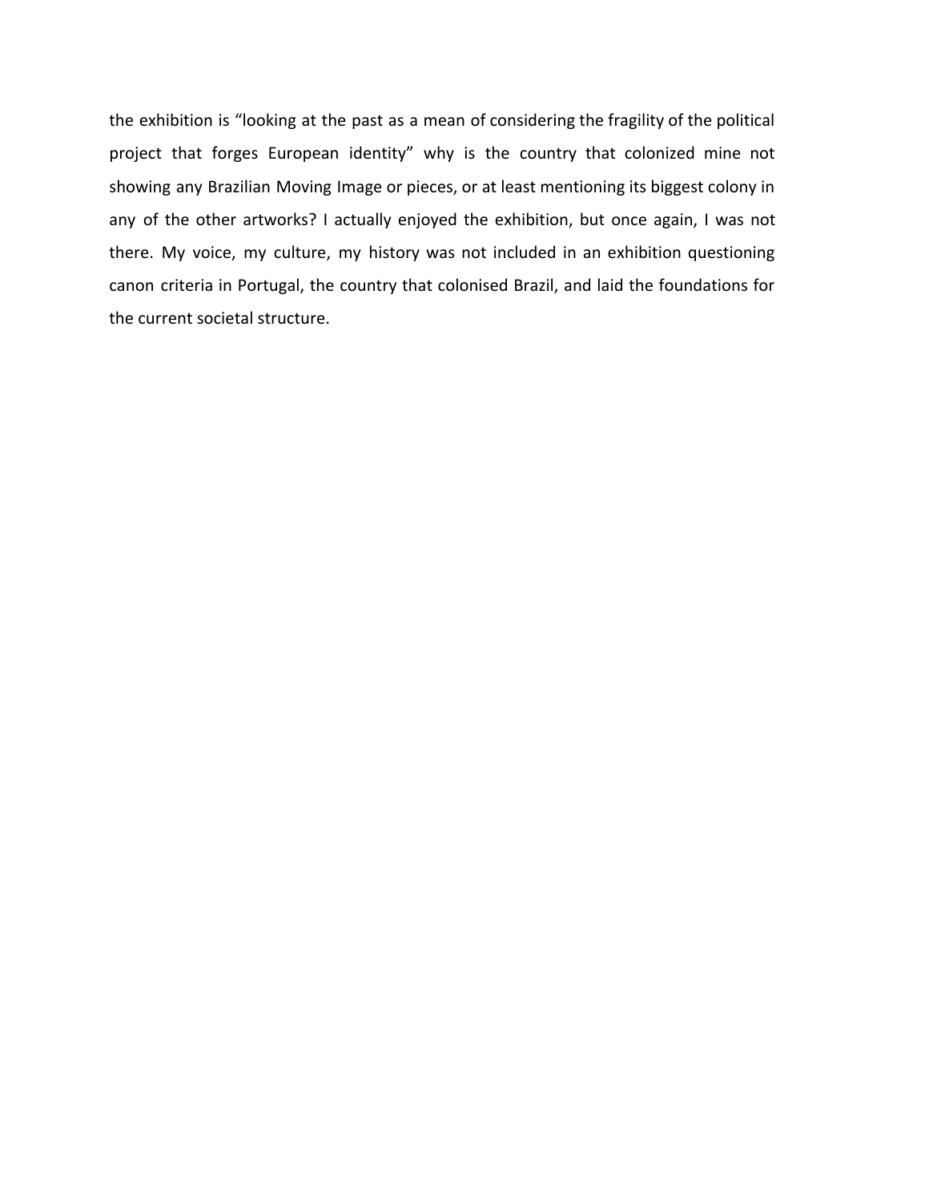the exhibition is “looking at the past as a mean of considering the fragility of the political project that forges European identity” why is the country that colonized mine not showing any Brazilian Moving Image or pieces, or at least mentioning its biggest colony in any of the other artworks? I actually enjoyed the exhibition, but once again, I was not there. My voice, my culture, my history was not included in an exhibition questioning canon criteria in Portugal, the country that colonised Brazil, and laid the foundations for the current societal structure.